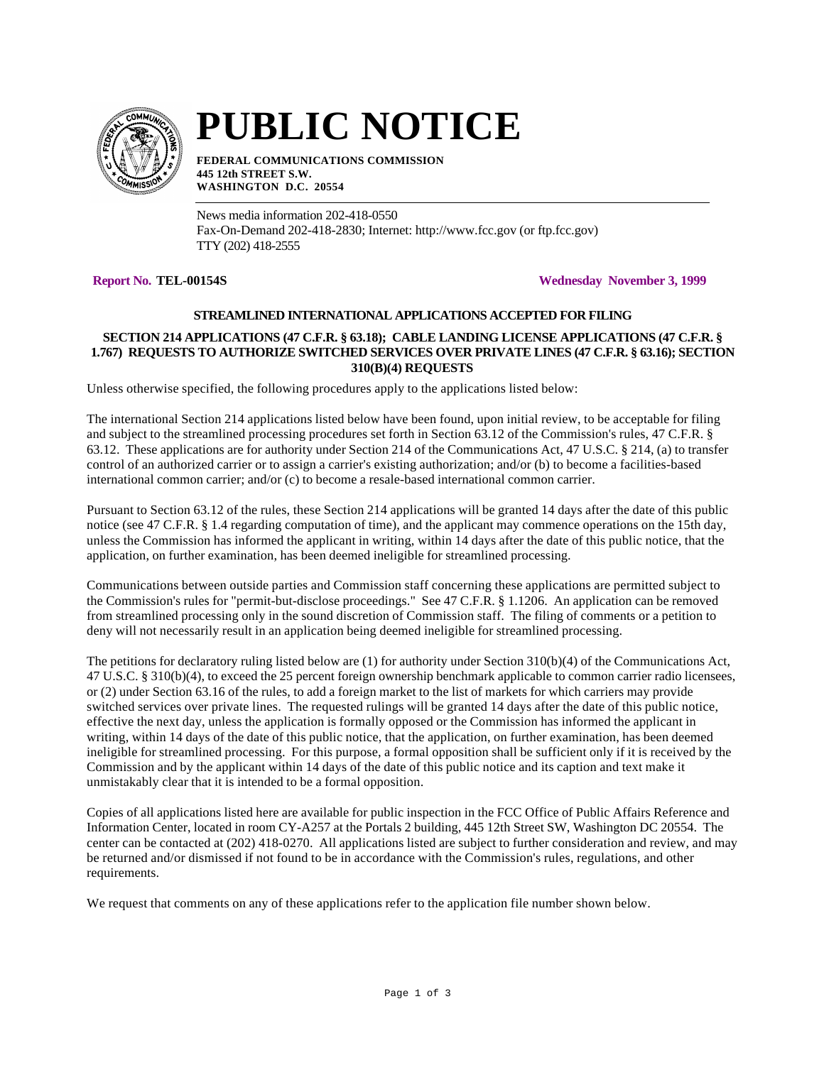# PUBLIC NOTICE

**FEDERAL COMMUNICATIONS COMMISSION**
**445 12th STREET S.W.**
**WASHINGTON D.C. 20554**

News media information 202-418-0550
Fax-On-Demand 202-418-2830; Internet: http://www.fcc.gov (or ftp.fcc.gov)
TTY (202) 418-2555

**Report No. TEL-00154S** **Wednesday November 3, 1999**

### STREAMLINED INTERNATIONAL APPLICATIONS ACCEPTED FOR FILING

### SECTION 214 APPLICATIONS (47 C.F.R. § 63.18); CABLE LANDING LICENSE APPLICATIONS (47 C.F.R. § 1.767) REQUESTS TO AUTHORIZE SWITCHED SERVICES OVER PRIVATE LINES (47 C.F.R. § 63.16); SECTION 310(B)(4) REQUESTS

Unless otherwise specified, the following procedures apply to the applications listed below:

The international Section 214 applications listed below have been found, upon initial review, to be acceptable for filing and subject to the streamlined processing procedures set forth in Section 63.12 of the Commission's rules, 47 C.F.R. § 63.12. These applications are for authority under Section 214 of the Communications Act, 47 U.S.C. § 214, (a) to transfer control of an authorized carrier or to assign a carrier's existing authorization; and/or (b) to become a facilities-based international common carrier; and/or (c) to become a resale-based international common carrier.

Pursuant to Section 63.12 of the rules, these Section 214 applications will be granted 14 days after the date of this public notice (see 47 C.F.R. § 1.4 regarding computation of time), and the applicant may commence operations on the 15th day, unless the Commission has informed the applicant in writing, within 14 days after the date of this public notice, that the application, on further examination, has been deemed ineligible for streamlined processing.

Communications between outside parties and Commission staff concerning these applications are permitted subject to the Commission's rules for "permit-but-disclose proceedings." See 47 C.F.R. § 1.1206. An application can be removed from streamlined processing only in the sound discretion of Commission staff. The filing of comments or a petition to deny will not necessarily result in an application being deemed ineligible for streamlined processing.

The petitions for declaratory ruling listed below are (1) for authority under Section 310(b)(4) of the Communications Act, 47 U.S.C. § 310(b)(4), to exceed the 25 percent foreign ownership benchmark applicable to common carrier radio licensees, or (2) under Section 63.16 of the rules, to add a foreign market to the list of markets for which carriers may provide switched services over private lines. The requested rulings will be granted 14 days after the date of this public notice, effective the next day, unless the application is formally opposed or the Commission has informed the applicant in writing, within 14 days of the date of this public notice, that the application, on further examination, has been deemed ineligible for streamlined processing. For this purpose, a formal opposition shall be sufficient only if it is received by the Commission and by the applicant within 14 days of the date of this public notice and its caption and text make it unmistakably clear that it is intended to be a formal opposition.

Copies of all applications listed here are available for public inspection in the FCC Office of Public Affairs Reference and Information Center, located in room CY-A257 at the Portals 2 building, 445 12th Street SW, Washington DC 20554. The center can be contacted at (202) 418-0270. All applications listed are subject to further consideration and review, and may be returned and/or dismissed if not found to be in accordance with the Commission's rules, regulations, and other requirements.

We request that comments on any of these applications refer to the application file number shown below.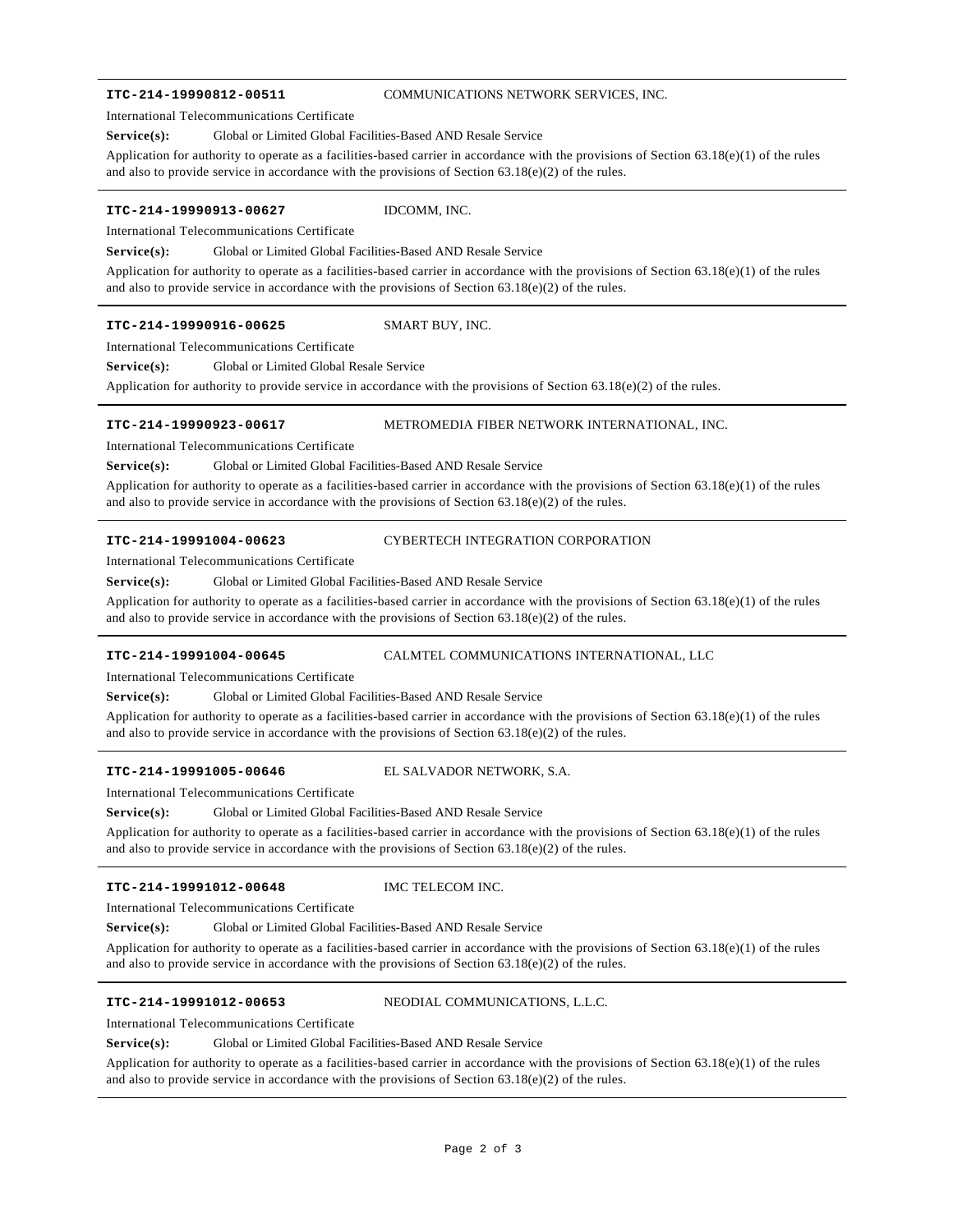**ITC-214-19990812-00511** COMMUNICATIONS NETWORK SERVICES, INC.

International Telecommunications Certificate

**Service(s):** Global or Limited Global Facilities-Based AND Resale Service

Application for authority to operate as a facilities-based carrier in accordance with the provisions of Section 63.18(e)(1) of the rules and also to provide service in accordance with the provisions of Section 63.18(e)(2) of the rules.

---

**ITC-214-19990913-00627** IDCOMM, INC.

International Telecommunications Certificate

**Service(s):** Global or Limited Global Facilities-Based AND Resale Service

Application for authority to operate as a facilities-based carrier in accordance with the provisions of Section 63.18(e)(1) of the rules and also to provide service in accordance with the provisions of Section 63.18(e)(2) of the rules.

---

**ITC-214-19990916-00625** SMART BUY, INC.

International Telecommunications Certificate

**Service(s):** Global or Limited Global Resale Service

Application for authority to provide service in accordance with the provisions of Section 63.18(e)(2) of the rules.

---

**ITC-214-19990923-00617** METROMEDIA FIBER NETWORK INTERNATIONAL, INC.

International Telecommunications Certificate

**Service(s):** Global or Limited Global Facilities-Based AND Resale Service

Application for authority to operate as a facilities-based carrier in accordance with the provisions of Section 63.18(e)(1) of the rules and also to provide service in accordance with the provisions of Section 63.18(e)(2) of the rules.

---

**ITC-214-19991004-00623** CYBERTECH INTEGRATION CORPORATION

International Telecommunications Certificate

**Service(s):** Global or Limited Global Facilities-Based AND Resale Service

Application for authority to operate as a facilities-based carrier in accordance with the provisions of Section 63.18(e)(1) of the rules and also to provide service in accordance with the provisions of Section 63.18(e)(2) of the rules.

---

**ITC-214-19991004-00645** CALMTEL COMMUNICATIONS INTERNATIONAL, LLC

International Telecommunications Certificate

**Service(s):** Global or Limited Global Facilities-Based AND Resale Service

Application for authority to operate as a facilities-based carrier in accordance with the provisions of Section 63.18(e)(1) of the rules and also to provide service in accordance with the provisions of Section 63.18(e)(2) of the rules.

---

**ITC-214-19991005-00646** EL SALVADOR NETWORK, S.A.

International Telecommunications Certificate

**Service(s):** Global or Limited Global Facilities-Based AND Resale Service

Application for authority to operate as a facilities-based carrier in accordance with the provisions of Section 63.18(e)(1) of the rules and also to provide service in accordance with the provisions of Section 63.18(e)(2) of the rules.

---

**ITC-214-19991012-00648** IMC TELECOM INC.

International Telecommunications Certificate

**Service(s):** Global or Limited Global Facilities-Based AND Resale Service

Application for authority to operate as a facilities-based carrier in accordance with the provisions of Section 63.18(e)(1) of the rules and also to provide service in accordance with the provisions of Section 63.18(e)(2) of the rules.

---

**ITC-214-19991012-00653** NEODIAL COMMUNICATIONS, L.L.C.

International Telecommunications Certificate

**Service(s):** Global or Limited Global Facilities-Based AND Resale Service

Application for authority to operate as a facilities-based carrier in accordance with the provisions of Section 63.18(e)(1) of the rules and also to provide service in accordance with the provisions of Section 63.18(e)(2) of the rules.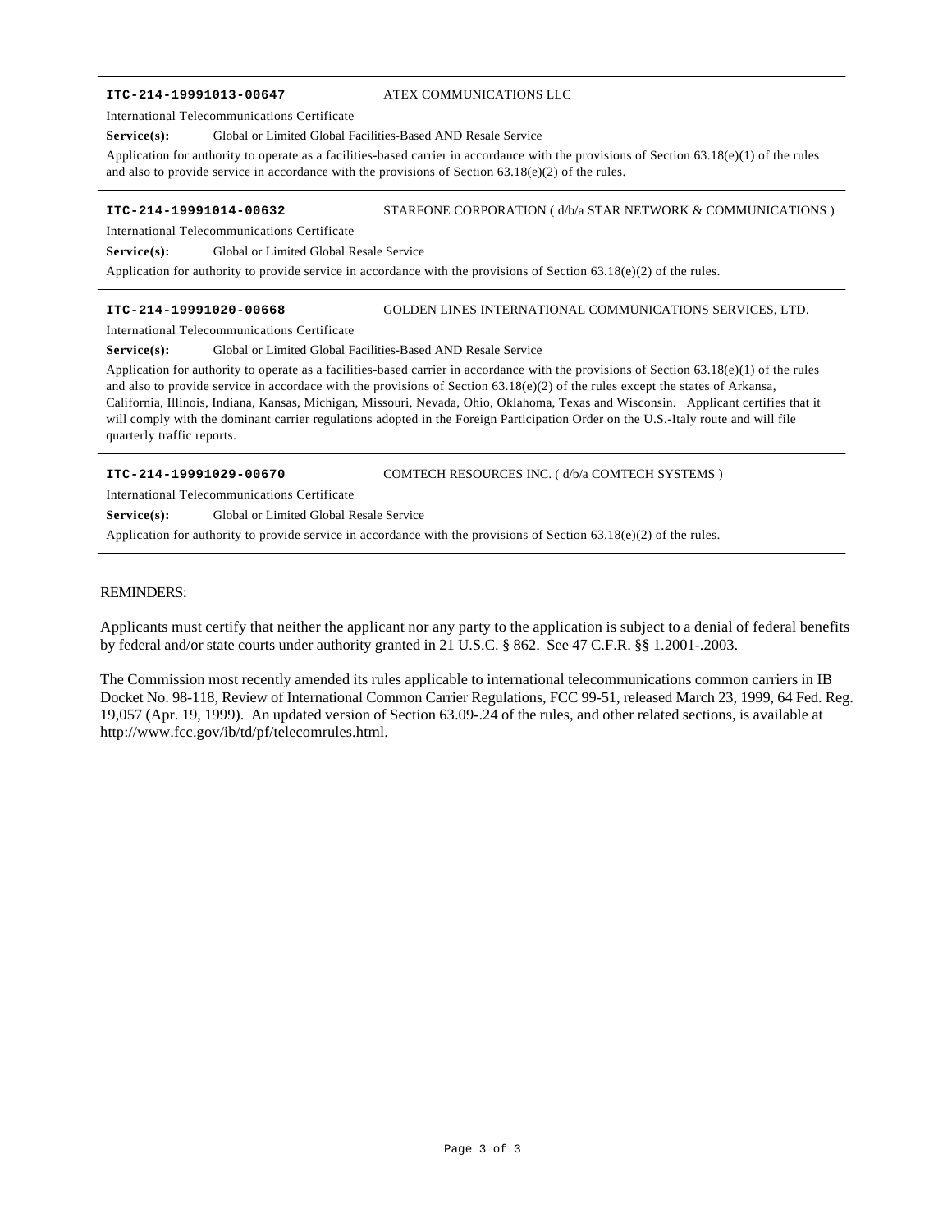**ITC-214-19991013-00647** ATEX COMMUNICATIONS LLC

International Telecommunications Certificate

**Service(s):** Global or Limited Global Facilities-Based AND Resale Service

Application for authority to operate as a facilities-based carrier in accordance with the provisions of Section 63.18(e)(1) of the rules and also to provide service in accordance with the provisions of Section 63.18(e)(2) of the rules.

---

**ITC-214-19991014-00632** STARFONE CORPORATION ( d/b/a STAR NETWORK & COMMUNICATIONS )

International Telecommunications Certificate

**Service(s):** Global or Limited Global Resale Service

Application for authority to provide service in accordance with the provisions of Section 63.18(e)(2) of the rules.

---

**ITC-214-19991020-00668** GOLDEN LINES INTERNATIONAL COMMUNICATIONS SERVICES, LTD.

International Telecommunications Certificate

**Service(s):** Global or Limited Global Facilities-Based AND Resale Service

Application for authority to operate as a facilities-based carrier in accordance with the provisions of Section 63.18(e)(1) of the rules and also to provide service in accordace with the provisions of Section 63.18(e)(2) of the rules except the states of Arkansa, California, Illinois, Indiana, Kansas, Michigan, Missouri, Nevada, Ohio, Oklahoma, Texas and Wisconsin. Applicant certifies that it will comply with the dominant carrier regulations adopted in the Foreign Participation Order on the U.S.-Italy route and will file quarterly traffic reports.

---

**ITC-214-19991029-00670** COMTECH RESOURCES INC. ( d/b/a COMTECH SYSTEMS )

International Telecommunications Certificate

**Service(s):** Global or Limited Global Resale Service

Application for authority to provide service in accordance with the provisions of Section 63.18(e)(2) of the rules.

---

REMINDERS:

Applicants must certify that neither the applicant nor any party to the application is subject to a denial of federal benefits by federal and/or state courts under authority granted in 21 U.S.C. § 862. See 47 C.F.R. §§ 1.2001-.2003.

The Commission most recently amended its rules applicable to international telecommunications common carriers in IB Docket No. 98-118, Review of International Common Carrier Regulations, FCC 99-51, released March 23, 1999, 64 Fed. Reg. 19,057 (Apr. 19, 1999). An updated version of Section 63.09-.24 of the rules, and other related sections, is available at http://www.fcc.gov/ib/td/pf/telecomrules.html.